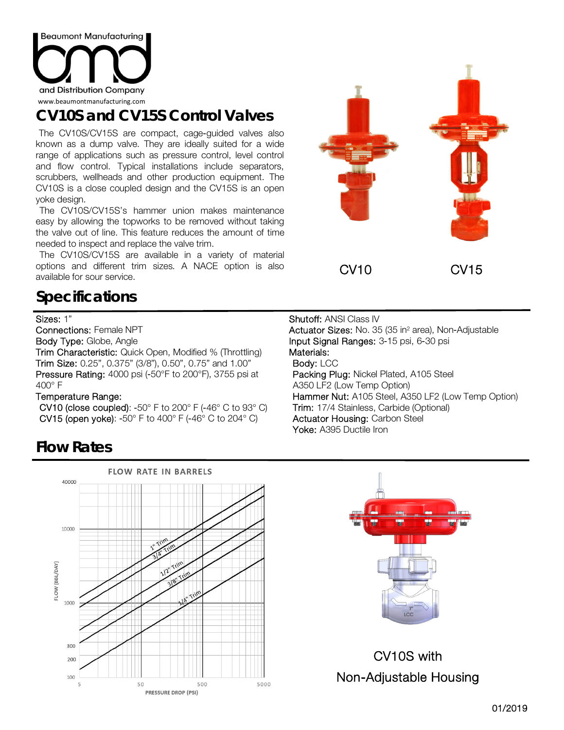Beaumont Manufacturing and Distribution Company

www.beaumontmanufacturing.com

# CV10S and CV15S Control Valves

The CV10S/CV15S are compact, cage-guided valves also known as a dump valve. They are ideally suited for a wide range of applications such as pressure control, level control and flow control. Typical installations include separators, scrubbers, wellheads and other production equipment. The CV10S is a close coupled design and the CV15S is an open yoke design.

The CV10S/CV15S's hammer union makes maintenance easy by allowing the topworks to be removed without taking the valve out of line. This feature reduces the amount of time needed to inspect and replace the valve trim.

The CV10S/CV15S are available in a variety of material options and different trim sizes. A NACE option is also available for sour service.

CV10 CV15

## Specifications

**Sizes:** 1"
**Connections:** Female NPT
**Body Type:** Globe, Angle
**Trim Characteristic:** Quick Open, Modified % (Throttling)
**Trim Size:** 0.25", 0.375" (3/8"), 0.50", 0.75" and 1.00"
**Pressure Rating:** 4000 psi (-50°F to 200°F), 3755 psi at 400° F
**Temperature Range:**
- **CV10 (close coupled):** -50° F to 200° F (-46° C to 93° C)
- **CV15 (open yoke):** -50° F to 400° F (-46° C to 204° C)

**Shutoff:** ANSI Class IV
**Actuator Sizes:** No. 35 (35 in$^2$ area), Non-Adjustable
**Input Signal Ranges:** 3-15 psi, 6-30 psi
**Materials:**
- **Body:** LCC
- **Packing Plug:** Nickel Plated, A105 Steel A350 LF2 (Low Temp Option)
- **Hammer Nut:** A105 Steel, A350 LF2 (Low Temp Option)
- **Trim:** 17/4 Stainless, Carbide (Optional)
- **Actuator Housing:** Carbon Steel
- **Yoke:** A395 Ductile Iron

## Flow Rates

FLOW RATE IN BARRELS

CV10S with Non-Adjustable Housing

01/2019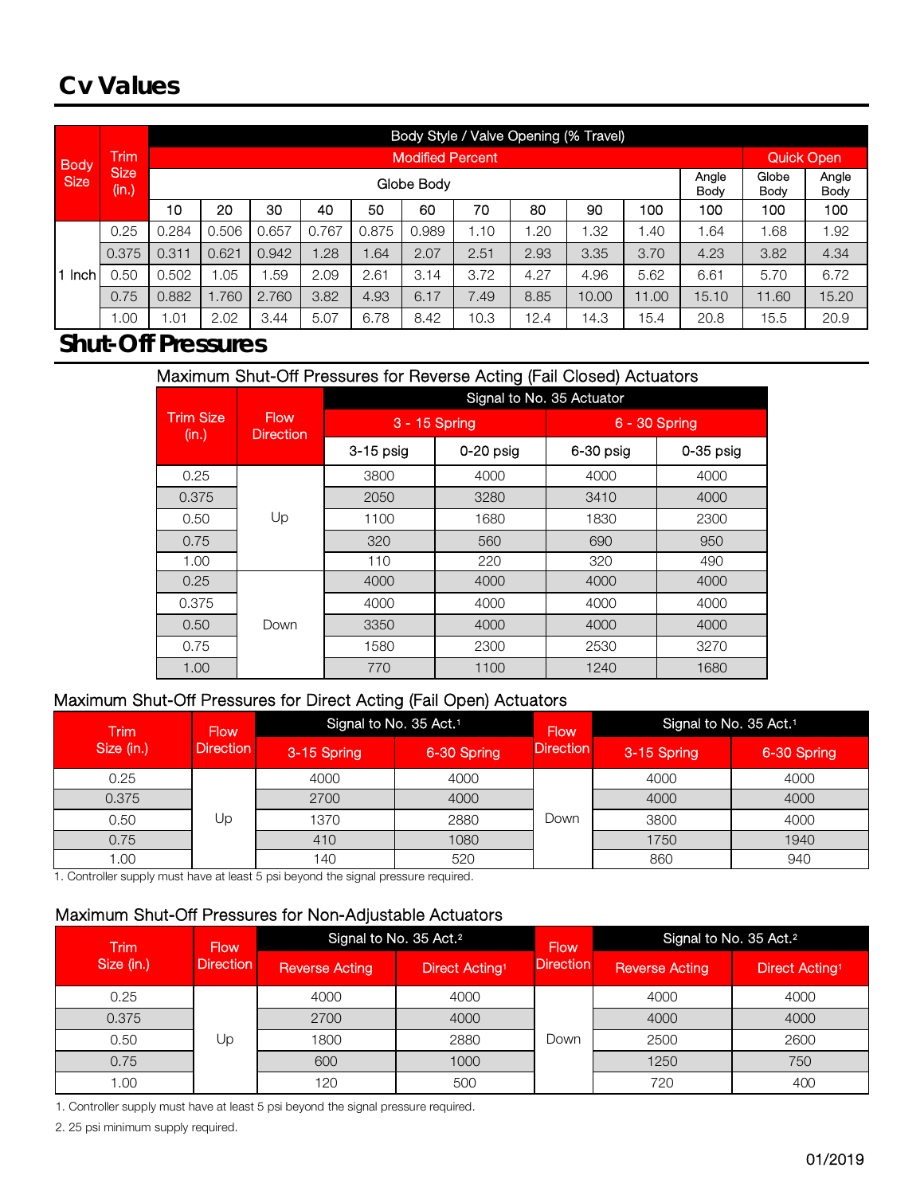# Cv Values

| Body Size | Trim Size (in.) | Body Style / Valve Opening (% Travel) | | | | | | | | | | | | |
|---|---|---|---|---|---|---|---|---|---|---|---|---|---|---|
| | | Modified Percent | | | | | | | | | | | Quick Open | |
| | | Globe Body | | | | | | | | | | Angle Body | Globe Body | Angle Body |
| | | 10 | 20 | 30 | 40 | 50 | 60 | 70 | 80 | 90 | 100 | 100 | 100 | 100 |
| 1 Inch | 0.25 | 0.284 | 0.506 | 0.657 | 0.767 | 0.875 | 0.989 | 1.10 | 1.20 | 1.32 | 1.40 | 1.64 | 1.68 | 1.92 |
| | 0.375 | 0.311 | 0.621 | 0.942 | 1.28 | 1.64 | 2.07 | 2.51 | 2.93 | 3.35 | 3.70 | 4.23 | 3.82 | 4.34 |
| | 0.50 | 0.502 | 1.05 | 1.59 | 2.09 | 2.61 | 3.14 | 3.72 | 4.27 | 4.96 | 5.62 | 6.61 | 5.70 | 6.72 |
| | 0.75 | 0.882 | 1.760 | 2.760 | 3.82 | 4.93 | 6.17 | 7.49 | 8.85 | 10.00 | 11.00 | 15.10 | 11.60 | 15.20 |
| | 1.00 | 1.01 | 2.02 | 3.44 | 5.07 | 6.78 | 8.42 | 10.3 | 12.4 | 14.3 | 15.4 | 20.8 | 15.5 | 20.9 |

# Shut-Off Pressures

## Maximum Shut-Off Pressures for Reverse Acting (Fail Closed) Actuators

| Trim Size (in.) | Flow Direction | Signal to No. 35 Actuator | | | |
|---|---|---|---|---|---|
| | | 3 - 15 Spring | | 6 - 30 Spring | |
| | | 3-15 psig | 0-20 psig | 6-30 psig | 0-35 psig |
| 0.25 | Up | 3800 | 4000 | 4000 | 4000 |
| 0.375 | | 2050 | 3280 | 3410 | 4000 |
| 0.50 | | 1100 | 1680 | 1830 | 2300 |
| 0.75 | | 320 | 560 | 690 | 950 |
| 1.00 | | 110 | 220 | 320 | 490 |
| 0.25 | Down | 4000 | 4000 | 4000 | 4000 |
| 0.375 | | 4000 | 4000 | 4000 | 4000 |
| 0.50 | | 3350 | 4000 | 4000 | 4000 |
| 0.75 | | 1580 | 2300 | 2530 | 3270 |
| 1.00 | | 770 | 1100 | 1240 | 1680 |

## Maximum Shut-Off Pressures for Direct Acting (Fail Open) Actuators

| Trim Size (in.) | Flow Direction | Signal to No. 35 Act.[1] | | Flow Direction | Signal to No. 35 Act.[1] | |
|---|---|---|---|---|---|---|
| | | 3-15 Spring | 6-30 Spring | | 3-15 Spring | 6-30 Spring |
| 0.25 | Up | 4000 | 4000 | Down | 4000 | 4000 |
| 0.375 | | 2700 | 4000 | | 4000 | 4000 |
| 0.50 | | 1370 | 2880 | | 3800 | 4000 |
| 0.75 | | 410 | 1080 | | 1750 | 1940 |
| 1.00 | | 140 | 520 | | 860 | 940 |

1. Controller supply must have at least 5 psi beyond the signal pressure required.

## Maximum Shut-Off Pressures for Non-Adjustable Actuators

| Trim Size (in.) | Flow Direction | Signal to No. 35 Act.[2] | | Flow Direction | Signal to No. 35 Act.[2] | |
|---|---|---|---|---|---|---|
| | | Reverse Acting | Direct Acting[1] | | Reverse Acting | Direct Acting[1] |
| 0.25 | Up | 4000 | 4000 | Down | 4000 | 4000 |
| 0.375 | | 2700 | 4000 | | 4000 | 4000 |
| 0.50 | | 1800 | 2880 | | 2500 | 2600 |
| 0.75 | | 600 | 1000 | | 1250 | 750 |
| 1.00 | | 120 | 500 | | 720 | 400 |

1. Controller supply must have at least 5 psi beyond the signal pressure required.

2. 25 psi minimum supply required.

01/2019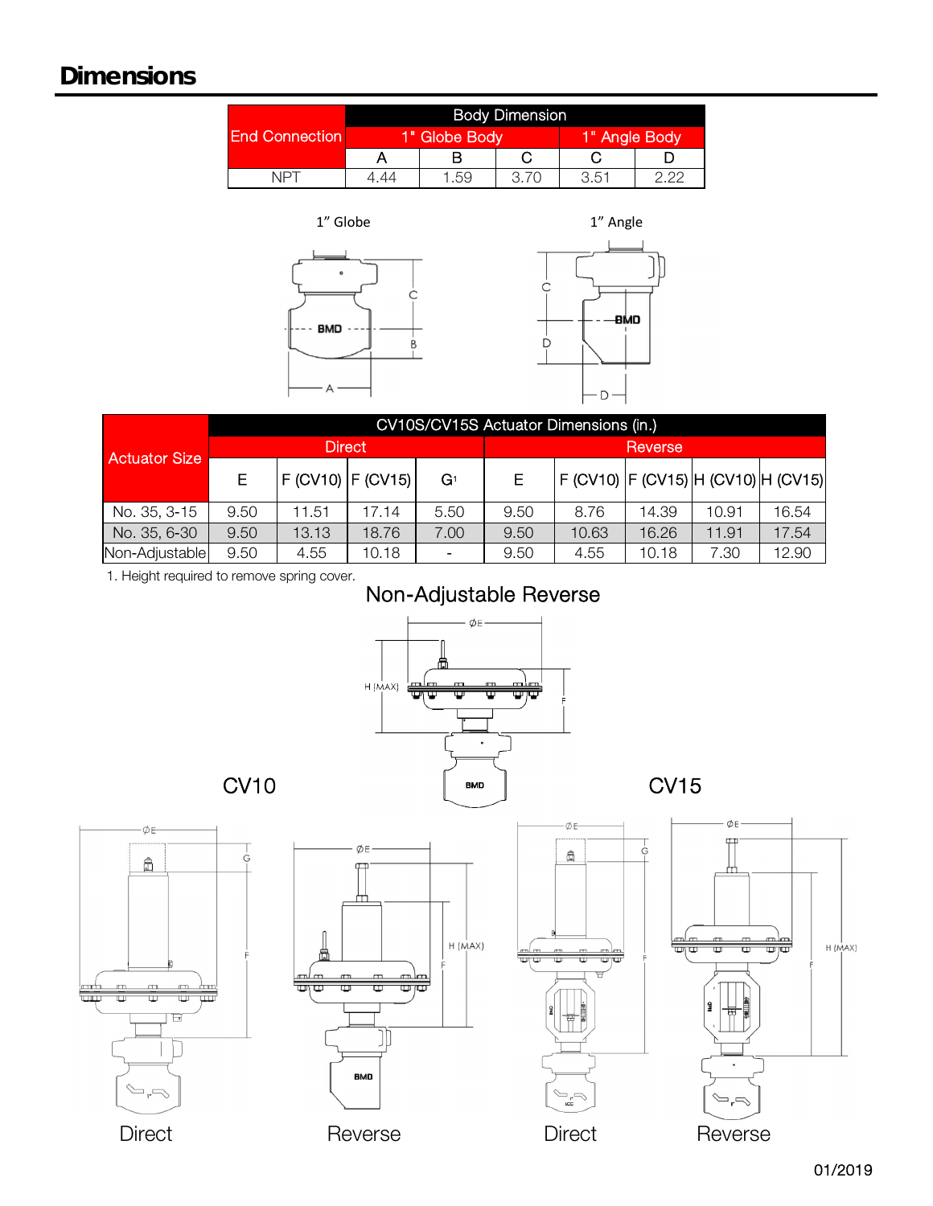# Dimensions

| End Connection | Body Dimension | | | | |
|---|---|---|---|---|---|
| | 1" Globe Body | | | 1" Angle Body | |
| | A | B | C | C | D |
| NPT | 4.44 | 1.59 | 3.70 | 3.51 | 2.22 |

1" Globe

1" Angle

| Actuator Size | CV10S/CV15S Actuator Dimensions (in.) | | | | | | | | |
|---|---|---|---|---|---|---|---|---|---|
| | Direct | | | | Reverse | | | | |
| | E | F (CV10) | F (CV15) | G[1] | E | F (CV10) | F (CV15) | H (CV10) | H (CV15) |
| No. 35, 3-15 | 9.50 | 11.51 | 17.14 | 5.50 | 9.50 | 8.76 | 14.39 | 10.91 | 16.54 |
| No. 35, 6-30 | 9.50 | 13.13 | 18.76 | 7.00 | 9.50 | 10.63 | 16.26 | 11.91 | 17.54 |
| Non-Adjustable | 9.50 | 4.55 | 10.18 | - | 9.50 | 4.55 | 10.18 | 7.30 | 12.90 |

1. Height required to remove spring cover.

Non-Adjustable Reverse

CV10

CV15

Direct

Reverse

Direct

Reverse

01/2019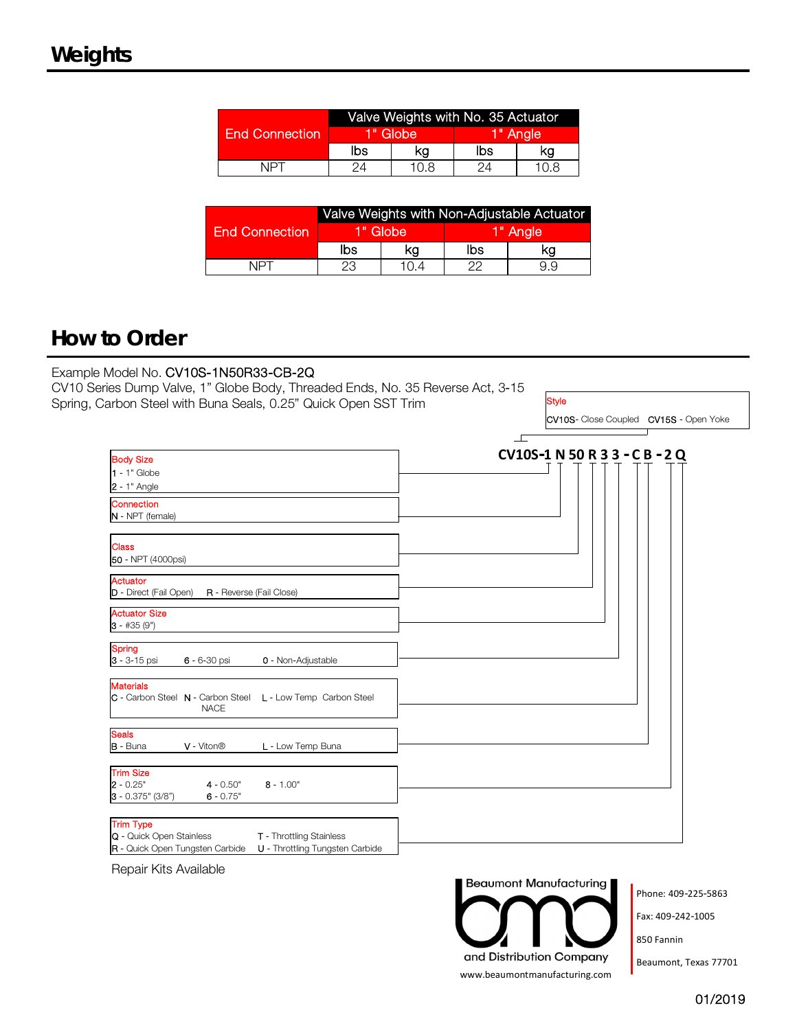# Weights

| End Connection | Valve Weights with No. 35 Actuator | | | |
|---|---|---|---|---|
| | 1" Globe | | 1" Angle | |
| | lbs | kg | lbs | kg |
| NPT | 24 | 10.8 | 24 | 10.8 |

| End Connection | Valve Weights with Non-Adjustable Actuator | | | |
|---|---|---|---|---|
| | 1" Globe | | 1" Angle | |
| | lbs | kg | lbs | kg |
| NPT | 23 | 10.4 | 22 | 9.9 |

# How to Order

Example Model No. CV10S-1N50R33-CB-2Q
CV10 Series Dump Valve, 1" Globe Body, Threaded Ends, No. 35 Reverse Act, 3-15 Spring, Carbon Steel with Buna Seals, 0.25" Quick Open SST Trim

**CV10S-1 N 50 R 3 3 - C B - 2 Q**

**Style**
CV10S - Close Coupled CV15S - Open Yoke

**Body Size**
1 - 1" Globe
2 - 1" Angle

**Connection**
N - NPT (female)

**Class**
50 - NPT (4000psi)

**Actuator**
D - Direct (Fail Open) R - Reverse (Fail Close)

**Actuator Size**
3 - #35 (9")

**Spring**
3 - 3-15 psi 6 - 6-30 psi 0 - Non-Adjustable

**Materials**
C - Carbon Steel N - Carbon Steel NACE L - Low Temp Carbon Steel

**Seals**
B - Buna V - Viton® L - Low Temp Buna

**Trim Size**
2 - 0.25" 4 - 0.50" 8 - 1.00"
3 - 0.375" (3/8") 6 - 0.75"

**Trim Type**
Q - Quick Open Stainless T - Throttling Stainless
R - Quick Open Tungsten Carbide U - Throttling Tungsten Carbide

Repair Kits Available

Beaumont Manufacturing and Distribution Company
www.beaumontmanufacturing.com

Phone: 409-225-5863
Fax: 409-242-1005
850 Fannin
Beaumont, Texas 77701

01/2019